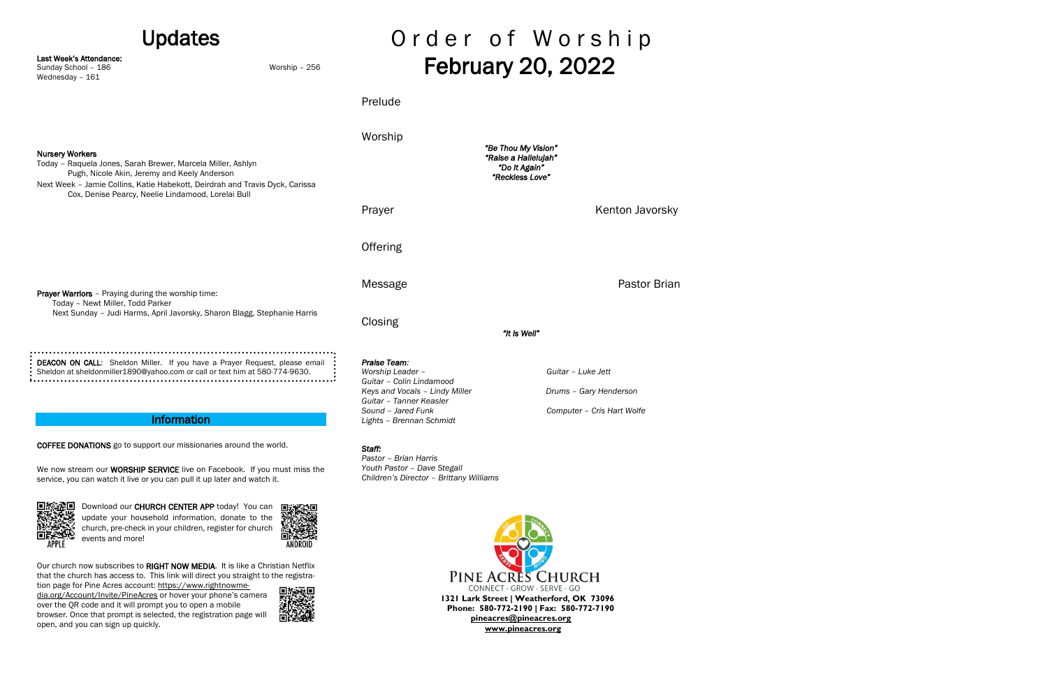# Updates

**Last Week's Attendance:**
Sunday School – 186
Worship – 256
Wednesday – 161

**Nursery Workers**
Today – Raquela Jones, Sarah Brewer, Marcela Miller, Ashlyn Pugh, Nicole Akin, Jeremy and Keely Anderson
Next Week – Jamie Collins, Katie Habekott, Deirdrah and Travis Dyck, Carissa Cox, Denise Pearcy, Neelie Lindamood, Lorelai Bull

**Prayer Warriors** – Praying during the worship time:
Today – Newt Miller, Todd Parker
Next Sunday – Judi Harms, April Javorsky, Sharon Blagg, Stephanie Harris

**DEACON ON CALL**: Sheldon Miller. If you have a Prayer Request, please email Sheldon at sheldonmiller1890@yahoo.com or call or text him at 580-774-9630.

## Information

**COFFEE DONATIONS** go to support our missionaries around the world.

We now stream our **WORSHIP SERVICE** live on Facebook. If you must miss the service, you can watch it live or you can pull it up later and watch it.

Download our **CHURCH CENTER APP** today! You can update your household information, donate to the church, pre-check in your children, register for church events and more!

APPLE ANDROID

Our church now subscribes to **RIGHT NOW MEDIA**. It is like a Christian Netflix that the church has access to. This link will direct you straight to the registration page for Pine Acres account: https://www.rightnowmedia.org/Account/Invite/PineAcres or hover your phone's camera over the QR code and it will prompt you to open a mobile browser. Once that prompt is selected, the registration page will open, and you can sign up quickly.

# Order of Worship
## February 20, 2022

Prelude

Worship

*"Be Thou My Vision"*
*"Raise a Hallelujah"*
*"Do It Again"*
*"Reckless Love"*

Prayer — Kenton Javorsky

Offering

Message — Pastor Brian

Closing

*"It is Well"*

***Praise Team:***
*Worship Leader –*
*Guitar – Colin Lindamood*
*Keys and Vocals – Lindy Miller*
*Guitar – Tanner Keasler*
*Sound – Jared Funk*
*Lights – Brennan Schmidt*
*Guitar – Luke Jett*
*Drums – Gary Henderson*
*Computer – Cris Hart Wolfe*

***Staff:***
*Pastor – Brian Harris*
*Youth Pastor – Dave Stegall*
*Children's Director – Brittany Williams*

PINE ACRES CHURCH
CONNECT · GROW · SERVE · GO
**1321 Lark Street | Weatherford, OK 73096**
**Phone: 580-772-2190 | Fax: 580-772-7190**
**pineacres@pineacres.org**
**www.pineacres.org**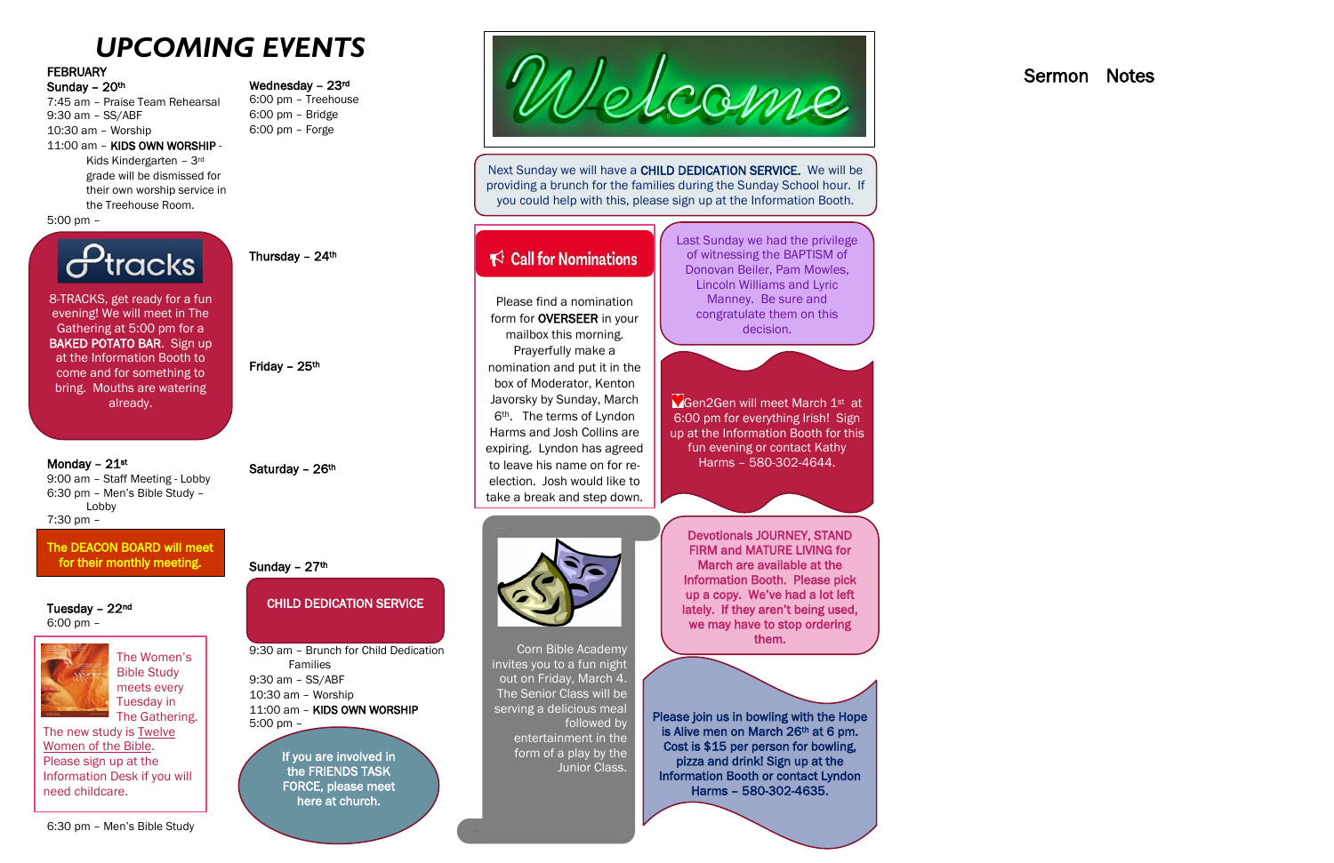# UPCOMING EVENTS

**FEBRUARY**

**Sunday – 20th**

7:45 am – Praise Team Rehearsal
9:30 am – SS/ABF
10:30 am – Worship
11:00 am – **KIDS OWN WORSHIP** - Kids Kindergarten – 3rd grade will be dismissed for their own worship service in the Treehouse Room.
5:00 pm –

8tracks

8-TRACKS, get ready for a fun evening! We will meet in The Gathering at 5:00 pm for a **BAKED POTATO BAR**. Sign up at the Information Booth to come and for something to bring. Mouths are watering already.

**Monday – 21st**

9:00 am – Staff Meeting - Lobby
6:30 pm – Men's Bible Study – Lobby
7:30 pm –

**The DEACON BOARD will meet for their monthly meeting.**

**Tuesday – 22nd**

6:00 pm –

The Women's Bible Study meets every Tuesday in The Gathering. The new study is Twelve Women of the Bible. Please sign up at the Information Desk if you will need childcare.

6:30 pm – Men's Bible Study

**Wednesday – 23rd**

6:00 pm – Treehouse
6:00 pm – Bridge
6:00 pm – Forge

**Thursday – 24th**

**Friday – 25th**

**Saturday – 26th**

**Sunday – 27th**

**CHILD DEDICATION SERVICE**

9:30 am – Brunch for Child Dedication Families
9:30 am – SS/ABF
10:30 am – Worship
11:00 am – **KIDS OWN WORSHIP**
5:00 pm –

**If you are involved in the FRIENDS TASK FORCE, please meet here at church.**

Welcome

Next Sunday we will have a **CHILD DEDICATION SERVICE.** We will be providing a brunch for the families during the Sunday School hour. If you could help with this, please sign up at the Information Booth.

## Call for Nominations

Please find a nomination form for **OVERSEER** in your mailbox this morning. Prayerfully make a nomination and put it in the box of Moderator, Kenton Javorsky by Sunday, March 6th. The terms of Lyndon Harms and Josh Collins are expiring. Lyndon has agreed to leave his name on for re-election. Josh would like to take a break and step down.

Last Sunday we had the privilege of witnessing the BAPTISM of Donovan Beiler, Pam Mowles, Lincoln Williams and Lyric Manney. Be sure and congratulate them on this decision.

Gen2Gen will meet March 1st at 6:00 pm for everything Irish! Sign up at the Information Booth for this fun evening or contact Kathy Harms – 580-302-4644.

Corn Bible Academy invites you to a fun night out on Friday, March 4. The Senior Class will be serving a delicious meal followed by entertainment in the form of a play by the Junior Class.

Devotionals JOURNEY, STAND FIRM and MATURE LIVING for March are available at the Information Booth. Please pick up a copy. We've had a lot left lately. If they aren't being used, we may have to stop ordering them.

**Please join us in bowling with the Hope is Alive men on March 26th at 6 pm. Cost is $15 per person for bowling, pizza and drink! Sign up at the Information Booth or contact Lyndon Harms – 580-302-4635.**

Sermon Notes